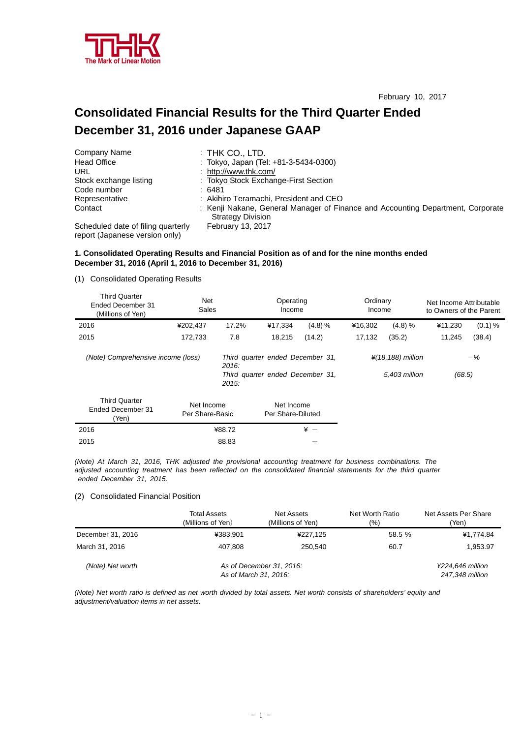THK
The Mark of Linear Motion

February 10, 2017

# Consolidated Financial Results for the Third Quarter Ended December 31, 2016 under Japanese GAAP

| | |
|---|---|
| Company Name | : THK CO., LTD. |
| Head Office | : Tokyo, Japan (Tel: +81-3-5434-0300) |
| URL | : http://www.thk.com/ |
| Stock exchange listing | : Tokyo Stock Exchange-First Section |
| Code number | : 6481 |
| Representative | : Akihiro Teramachi, President and CEO |
| Contact | : Kenji Nakane, General Manager of Finance and Accounting Department, Corporate Strategy Division |
| Scheduled date of filing quarterly report (Japanese version only) | February 13, 2017 |

**1. Consolidated Operating Results and Financial Position as of and for the nine months ended December 31, 2016 (April 1, 2016 to December 31, 2016)**

(1) Consolidated Operating Results

| Third Quarter Ended December 31 (Millions of Yen) | Net Sales | | Operating Income | | Ordinary Income | | Net Income Attributable to Owners of the Parent | |
|---|---|---|---|---|---|---|---|---|
| 2016 | ¥202,437 | 17.2% | ¥17,334 | (4.8) % | ¥16,302 | (4.8) % | ¥11,230 | (0.1) % |
| 2015 | 172,733 | 7.8 | 18,215 | (14.2) | 17,132 | (35.2) | 11,245 | (38.4) |

*(Note) Comprehensive income (loss)* — *Third quarter ended December 31, 2016:* *¥(18,188) million* —%
*Third quarter ended December 31, 2015:* *5,403 million* *(68.5)*

| Third Quarter Ended December 31 (Yen) | Net Income Per Share-Basic | Net Income Per Share-Diluted |
|---|---|---|
| 2016 | ¥88.72 | ¥ — |
| 2015 | 88.83 | — |

*(Note) At March 31, 2016, THK adjusted the provisional accounting treatment for business combinations. The adjusted accounting treatment has been reflected on the consolidated financial statements for the third quarter ended December 31, 2015.*

(2) Consolidated Financial Position

| | Total Assets (Millions of Yen) | Net Assets (Millions of Yen) | Net Worth Ratio (%) | Net Assets Per Share (Yen) |
|---|---|---|---|---|
| December 31, 2016 | ¥383,901 | ¥227,125 | 58.5 % | ¥1,774.84 |
| March 31, 2016 | 407,808 | 250,540 | 60.7 | 1,953.97 |

*(Note) Net worth* — *As of December 31, 2016:* *¥224,646 million*
*As of March 31, 2016:* *247,348 million*

*(Note) Net worth ratio is defined as net worth divided by total assets. Net worth consists of shareholders' equity and adjustment/valuation items in net assets.*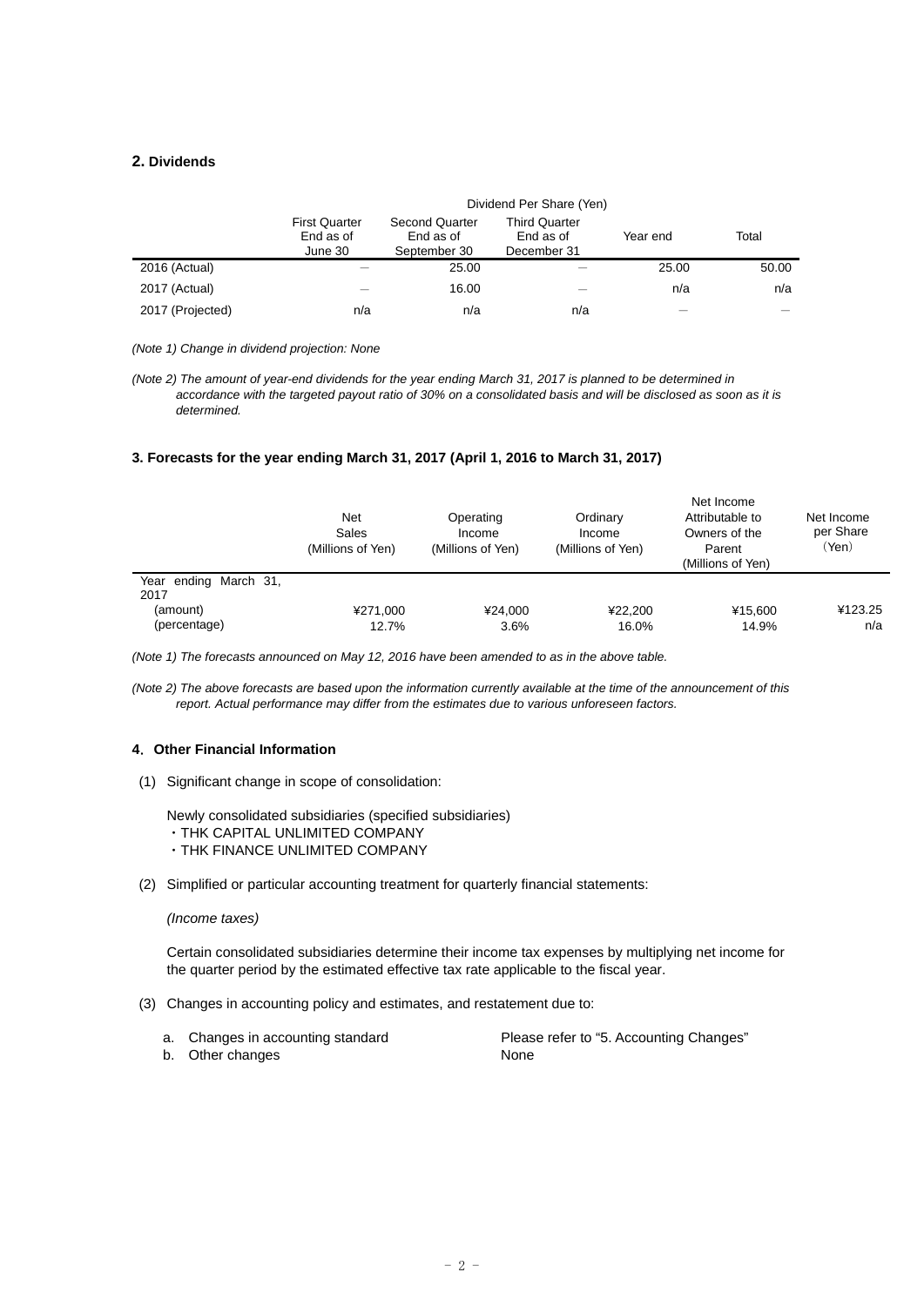## 2. Dividends

| | Dividend Per Share (Yen) | | | | |
|---|---|---|---|---|---|
| | First Quarter End as of June 30 | Second Quarter End as of September 30 | Third Quarter End as of December 31 | Year end | Total |
| 2016 (Actual) | ― | 25.00 | ― | 25.00 | 50.00 |
| 2017 (Actual) | ― | 16.00 | ― | n/a | n/a |
| 2017 (Projected) | n/a | n/a | n/a | ― | ― |

*(Note 1) Change in dividend projection: None*

*(Note 2) The amount of year-end dividends for the year ending March 31, 2017 is planned to be determined in accordance with the targeted payout ratio of 30% on a consolidated basis and will be disclosed as soon as it is determined.*

## 3. Forecasts for the year ending March 31, 2017 (April 1, 2016 to March 31, 2017)

| | Net Sales (Millions of Yen) | Operating Income (Millions of Yen) | Ordinary Income (Millions of Yen) | Net Income Attributable to Owners of the Parent (Millions of Yen) | Net Income per Share (Yen) |
|---|---|---|---|---|---|
| Year ending March 31, 2017 | | | | | |
| (amount) | ¥271,000 | ¥24,000 | ¥22,200 | ¥15,600 | ¥123.25 |
| (percentage) | 12.7% | 3.6% | 16.0% | 14.9% | n/a |

*(Note 1) The forecasts announced on May 12, 2016 have been amended to as in the above table.*

*(Note 2) The above forecasts are based upon the information currently available at the time of the announcement of this report. Actual performance may differ from the estimates due to various unforeseen factors.*

## 4. Other Financial Information

(1) Significant change in scope of consolidation:

Newly consolidated subsidiaries (specified subsidiaries)
・THK CAPITAL UNLIMITED COMPANY
・THK FINANCE UNLIMITED COMPANY

(2) Simplified or particular accounting treatment for quarterly financial statements:

*(Income taxes)*

Certain consolidated subsidiaries determine their income tax expenses by multiplying net income for the quarter period by the estimated effective tax rate applicable to the fiscal year.

(3) Changes in accounting policy and estimates, and restatement due to:

a. Changes in accounting standard — Please refer to "5. Accounting Changes"
b. Other changes — None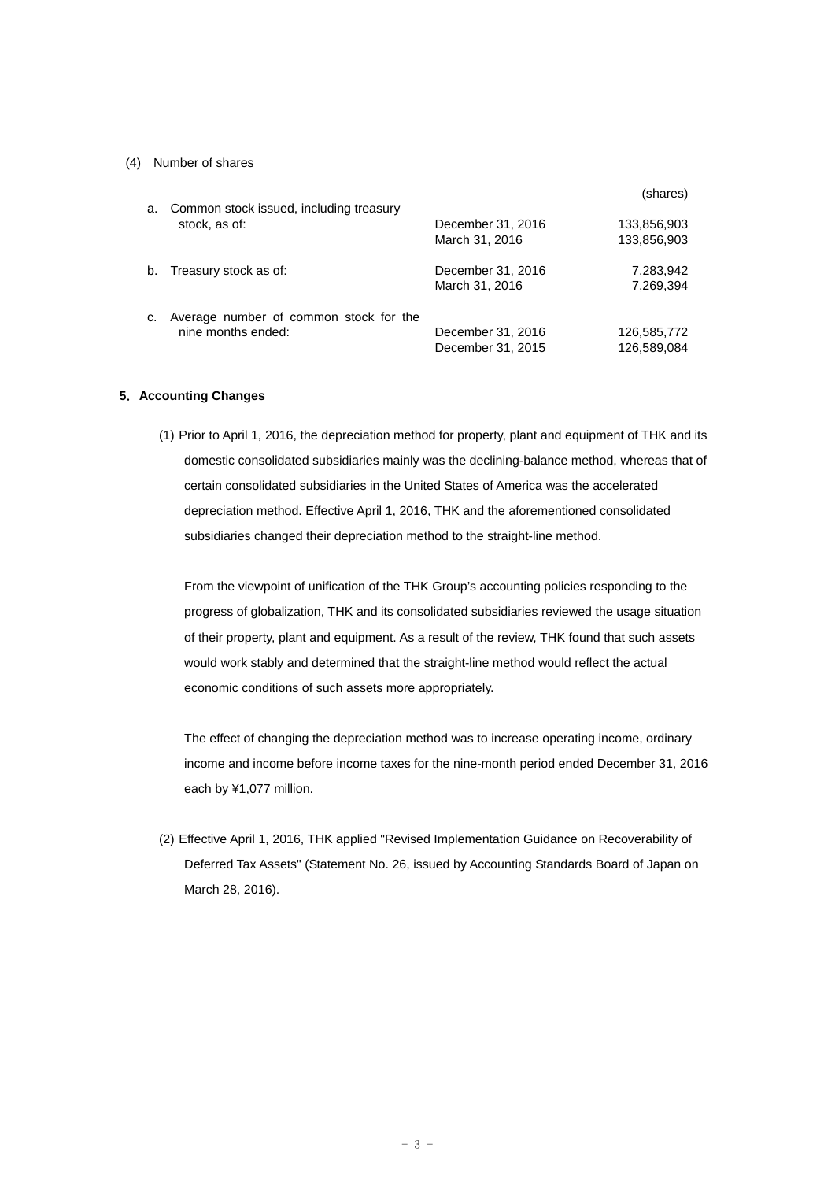(4) Number of shares

| | | (shares) |
|---|---|---|
| a. Common stock issued, including treasury stock, as of: | December 31, 2016 | 133,856,903 |
| | March 31, 2016 | 133,856,903 |
| b. Treasury stock as of: | December 31, 2016 | 7,283,942 |
| | March 31, 2016 | 7,269,394 |
| c. Average number of common stock for the nine months ended: | December 31, 2016 | 126,585,772 |
| | December 31, 2015 | 126,589,084 |

## 5. Accounting Changes

(1) Prior to April 1, 2016, the depreciation method for property, plant and equipment of THK and its domestic consolidated subsidiaries mainly was the declining-balance method, whereas that of certain consolidated subsidiaries in the United States of America was the accelerated depreciation method. Effective April 1, 2016, THK and the aforementioned consolidated subsidiaries changed their depreciation method to the straight-line method.

From the viewpoint of unification of the THK Group's accounting policies responding to the progress of globalization, THK and its consolidated subsidiaries reviewed the usage situation of their property, plant and equipment. As a result of the review, THK found that such assets would work stably and determined that the straight-line method would reflect the actual economic conditions of such assets more appropriately.

The effect of changing the depreciation method was to increase operating income, ordinary income and income before income taxes for the nine-month period ended December 31, 2016 each by ¥1,077 million.

(2) Effective April 1, 2016, THK applied "Revised Implementation Guidance on Recoverability of Deferred Tax Assets" (Statement No. 26, issued by Accounting Standards Board of Japan on March 28, 2016).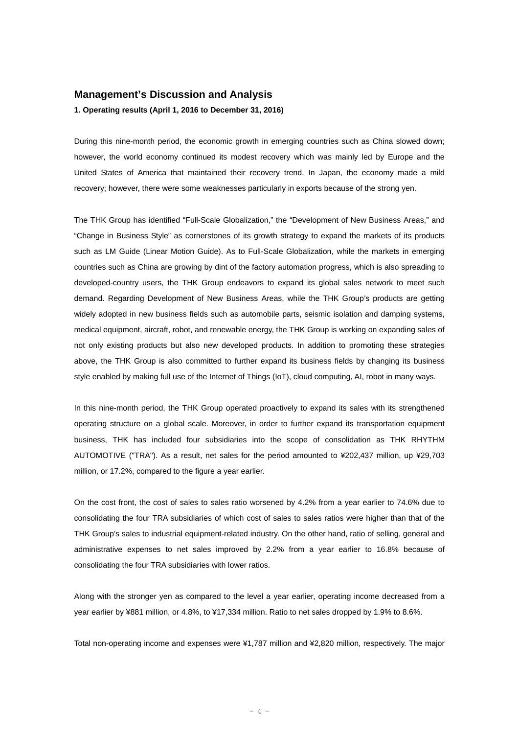## Management's Discussion and Analysis

**1. Operating results (April 1, 2016 to December 31, 2016)**

During this nine-month period, the economic growth in emerging countries such as China slowed down; however, the world economy continued its modest recovery which was mainly led by Europe and the United States of America that maintained their recovery trend. In Japan, the economy made a mild recovery; however, there were some weaknesses particularly in exports because of the strong yen.

The THK Group has identified "Full-Scale Globalization," the "Development of New Business Areas," and "Change in Business Style" as cornerstones of its growth strategy to expand the markets of its products such as LM Guide (Linear Motion Guide). As to Full-Scale Globalization, while the markets in emerging countries such as China are growing by dint of the factory automation progress, which is also spreading to developed-country users, the THK Group endeavors to expand its global sales network to meet such demand. Regarding Development of New Business Areas, while the THK Group's products are getting widely adopted in new business fields such as automobile parts, seismic isolation and damping systems, medical equipment, aircraft, robot, and renewable energy, the THK Group is working on expanding sales of not only existing products but also new developed products. In addition to promoting these strategies above, the THK Group is also committed to further expand its business fields by changing its business style enabled by making full use of the Internet of Things (IoT), cloud computing, AI, robot in many ways.

In this nine-month period, the THK Group operated proactively to expand its sales with its strengthened operating structure on a global scale. Moreover, in order to further expand its transportation equipment business, THK has included four subsidiaries into the scope of consolidation as THK RHYTHM AUTOMOTIVE ("TRA"). As a result, net sales for the period amounted to ¥202,437 million, up ¥29,703 million, or 17.2%, compared to the figure a year earlier.

On the cost front, the cost of sales to sales ratio worsened by 4.2% from a year earlier to 74.6% due to consolidating the four TRA subsidiaries of which cost of sales to sales ratios were higher than that of the THK Group's sales to industrial equipment-related industry. On the other hand, ratio of selling, general and administrative expenses to net sales improved by 2.2% from a year earlier to 16.8% because of consolidating the four TRA subsidiaries with lower ratios.

Along with the stronger yen as compared to the level a year earlier, operating income decreased from a year earlier by ¥881 million, or 4.8%, to ¥17,334 million. Ratio to net sales dropped by 1.9% to 8.6%.

Total non-operating income and expenses were ¥1,787 million and ¥2,820 million, respectively. The major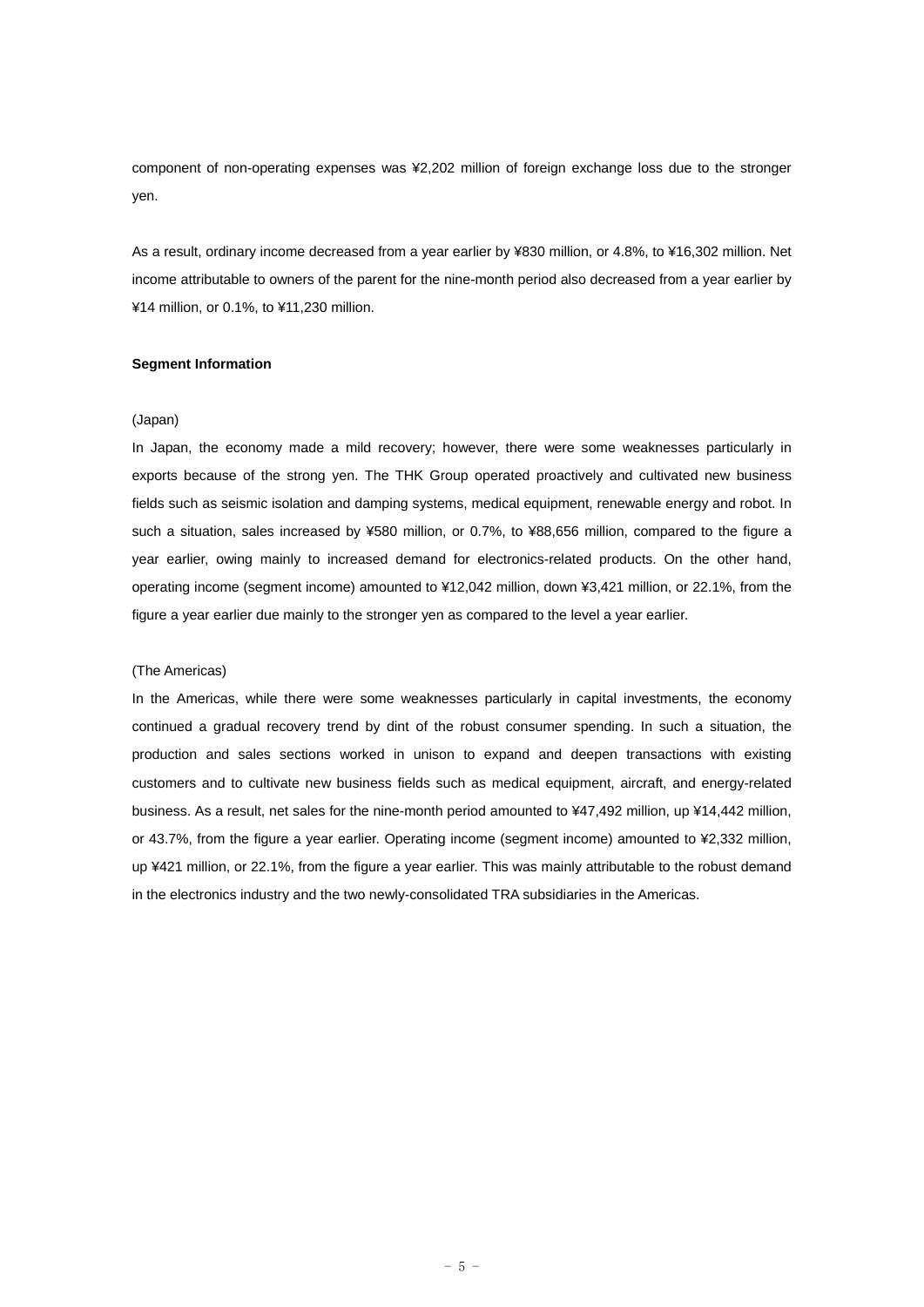component of non-operating expenses was ¥2,202 million of foreign exchange loss due to the stronger yen.

As a result, ordinary income decreased from a year earlier by ¥830 million, or 4.8%, to ¥16,302 million. Net income attributable to owners of the parent for the nine-month period also decreased from a year earlier by ¥14 million, or 0.1%, to ¥11,230 million.

**Segment Information**

(Japan)

In Japan, the economy made a mild recovery; however, there were some weaknesses particularly in exports because of the strong yen. The THK Group operated proactively and cultivated new business fields such as seismic isolation and damping systems, medical equipment, renewable energy and robot. In such a situation, sales increased by ¥580 million, or 0.7%, to ¥88,656 million, compared to the figure a year earlier, owing mainly to increased demand for electronics-related products. On the other hand, operating income (segment income) amounted to ¥12,042 million, down ¥3,421 million, or 22.1%, from the figure a year earlier due mainly to the stronger yen as compared to the level a year earlier.

(The Americas)

In the Americas, while there were some weaknesses particularly in capital investments, the economy continued a gradual recovery trend by dint of the robust consumer spending. In such a situation, the production and sales sections worked in unison to expand and deepen transactions with existing customers and to cultivate new business fields such as medical equipment, aircraft, and energy-related business. As a result, net sales for the nine-month period amounted to ¥47,492 million, up ¥14,442 million, or 43.7%, from the figure a year earlier. Operating income (segment income) amounted to ¥2,332 million, up ¥421 million, or 22.1%, from the figure a year earlier. This was mainly attributable to the robust demand in the electronics industry and the two newly-consolidated TRA subsidiaries in the Americas.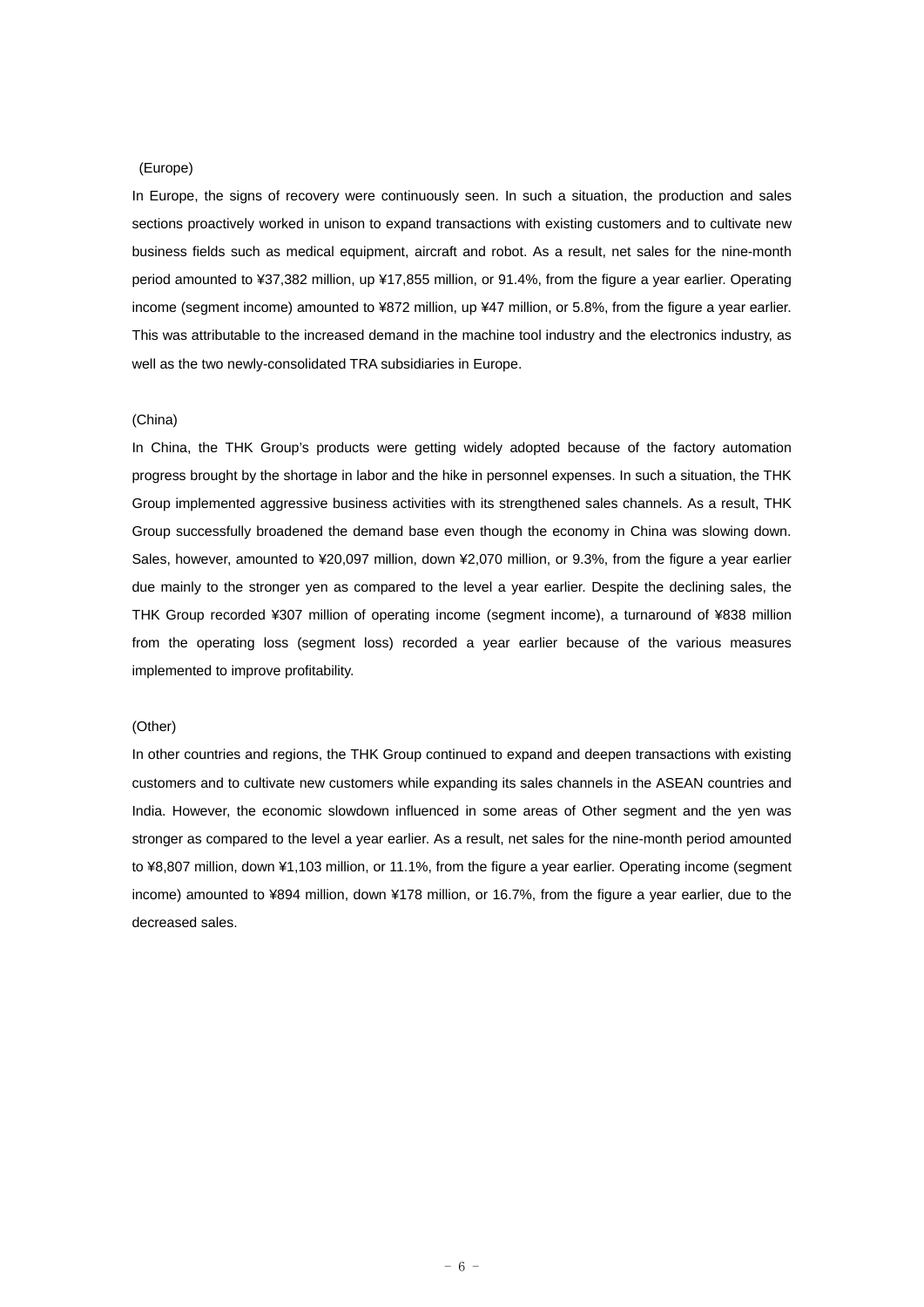(Europe)

In Europe, the signs of recovery were continuously seen. In such a situation, the production and sales sections proactively worked in unison to expand transactions with existing customers and to cultivate new business fields such as medical equipment, aircraft and robot. As a result, net sales for the nine-month period amounted to ¥37,382 million, up ¥17,855 million, or 91.4%, from the figure a year earlier. Operating income (segment income) amounted to ¥872 million, up ¥47 million, or 5.8%, from the figure a year earlier. This was attributable to the increased demand in the machine tool industry and the electronics industry, as well as the two newly-consolidated TRA subsidiaries in Europe.

(China)

In China, the THK Group's products were getting widely adopted because of the factory automation progress brought by the shortage in labor and the hike in personnel expenses. In such a situation, the THK Group implemented aggressive business activities with its strengthened sales channels. As a result, THK Group successfully broadened the demand base even though the economy in China was slowing down. Sales, however, amounted to ¥20,097 million, down ¥2,070 million, or 9.3%, from the figure a year earlier due mainly to the stronger yen as compared to the level a year earlier. Despite the declining sales, the THK Group recorded ¥307 million of operating income (segment income), a turnaround of ¥838 million from the operating loss (segment loss) recorded a year earlier because of the various measures implemented to improve profitability.

(Other)

In other countries and regions, the THK Group continued to expand and deepen transactions with existing customers and to cultivate new customers while expanding its sales channels in the ASEAN countries and India. However, the economic slowdown influenced in some areas of Other segment and the yen was stronger as compared to the level a year earlier. As a result, net sales for the nine-month period amounted to ¥8,807 million, down ¥1,103 million, or 11.1%, from the figure a year earlier. Operating income (segment income) amounted to ¥894 million, down ¥178 million, or 16.7%, from the figure a year earlier, due to the decreased sales.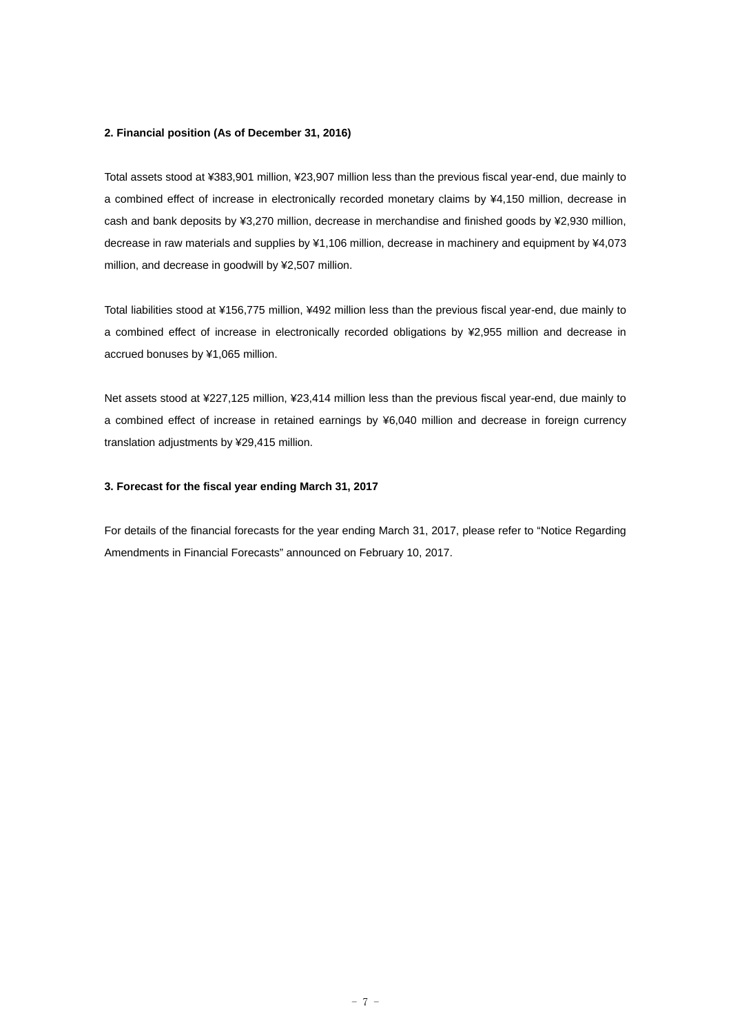## 2. Financial position (As of December 31, 2016)

Total assets stood at ¥383,901 million, ¥23,907 million less than the previous fiscal year-end, due mainly to a combined effect of increase in electronically recorded monetary claims by ¥4,150 million, decrease in cash and bank deposits by ¥3,270 million, decrease in merchandise and finished goods by ¥2,930 million, decrease in raw materials and supplies by ¥1,106 million, decrease in machinery and equipment by ¥4,073 million, and decrease in goodwill by ¥2,507 million.

Total liabilities stood at ¥156,775 million, ¥492 million less than the previous fiscal year-end, due mainly to a combined effect of increase in electronically recorded obligations by ¥2,955 million and decrease in accrued bonuses by ¥1,065 million.

Net assets stood at ¥227,125 million, ¥23,414 million less than the previous fiscal year-end, due mainly to a combined effect of increase in retained earnings by ¥6,040 million and decrease in foreign currency translation adjustments by ¥29,415 million.

## 3. Forecast for the fiscal year ending March 31, 2017

For details of the financial forecasts for the year ending March 31, 2017, please refer to “Notice Regarding Amendments in Financial Forecasts” announced on February 10, 2017.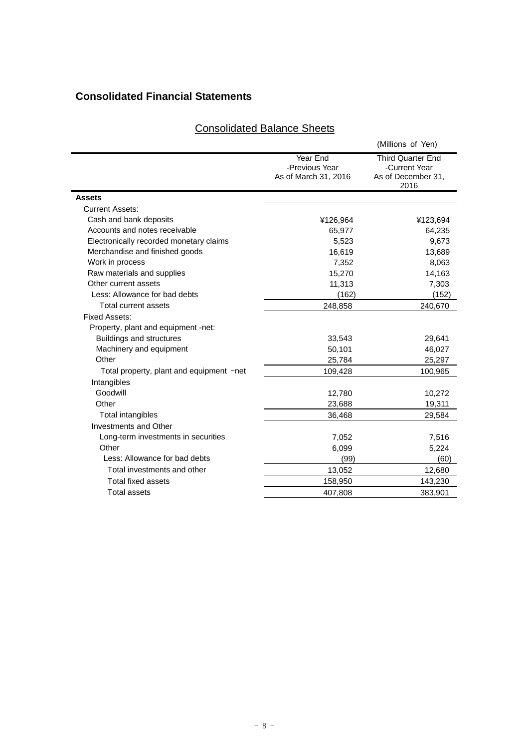# Consolidated Financial Statements

## Consolidated Balance Sheets

(Millions of Yen)

| | Year End -Previous Year As of March 31, 2016 | Third Quarter End -Current Year As of December 31, 2016 |
|---|---|---|
| **Assets** | | |
| Current Assets: | | |
| Cash and bank deposits | ¥126,964 | ¥123,694 |
| Accounts and notes receivable | 65,977 | 64,235 |
| Electronically recorded monetary claims | 5,523 | 9,673 |
| Merchandise and finished goods | 16,619 | 13,689 |
| Work in process | 7,352 | 8,063 |
| Raw materials and supplies | 15,270 | 14,163 |
| Other current assets | 11,313 | 7,303 |
| Less: Allowance for bad debts | (162) | (152) |
| Total current assets | 248,858 | 240,670 |
| Fixed Assets: | | |
| Property, plant and equipment -net: | | |
| Buildings and structures | 33,543 | 29,641 |
| Machinery and equipment | 50,101 | 46,027 |
| Other | 25,784 | 25,297 |
| Total property, plant and equipment −net | 109,428 | 100,965 |
| Intangibles | | |
| Goodwill | 12,780 | 10,272 |
| Other | 23,688 | 19,311 |
| Total intangibles | 36,468 | 29,584 |
| Investments and Other | | |
| Long-term investments in securities | 7,052 | 7,516 |
| Other | 6,099 | 5,224 |
| Less: Allowance for bad debts | (99) | (60) |
| Total investments and other | 13,052 | 12,680 |
| Total fixed assets | 158,950 | 143,230 |
| Total assets | 407,808 | 383,901 |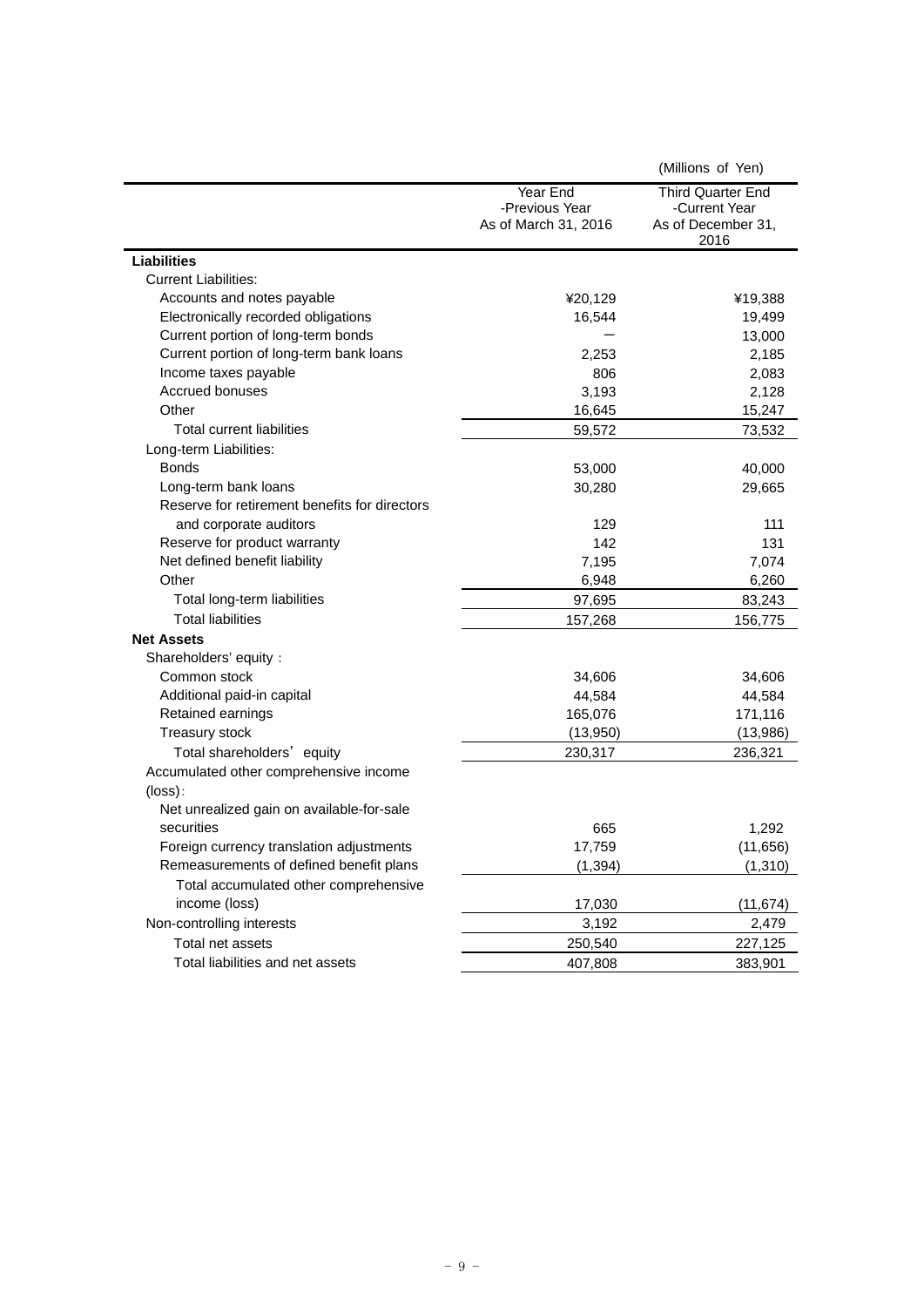(Millions of Yen)

| | Year End -Previous Year As of March 31, 2016 | Third Quarter End -Current Year As of December 31, 2016 |
|---|---|---|
| **Liabilities** | | |
| Current Liabilities: | | |
| Accounts and notes payable | ¥20,129 | ¥19,388 |
| Electronically recorded obligations | 16,544 | 19,499 |
| Current portion of long-term bonds | — | 13,000 |
| Current portion of long-term bank loans | 2,253 | 2,185 |
| Income taxes payable | 806 | 2,083 |
| Accrued bonuses | 3,193 | 2,128 |
| Other | 16,645 | 15,247 |
| Total current liabilities | 59,572 | 73,532 |
| Long-term Liabilities: | | |
| Bonds | 53,000 | 40,000 |
| Long-term bank loans | 30,280 | 29,665 |
| Reserve for retirement benefits for directors and corporate auditors | 129 | 111 |
| Reserve for product warranty | 142 | 131 |
| Net defined benefit liability | 7,195 | 7,074 |
| Other | 6,948 | 6,260 |
| Total long-term liabilities | 97,695 | 83,243 |
| Total liabilities | 157,268 | 156,775 |
| **Net Assets** | | |
| Shareholders' equity : | | |
| Common stock | 34,606 | 34,606 |
| Additional paid-in capital | 44,584 | 44,584 |
| Retained earnings | 165,076 | 171,116 |
| Treasury stock | (13,950) | (13,986) |
| Total shareholders' equity | 230,317 | 236,321 |
| Accumulated other comprehensive income (loss): | | |
| Net unrealized gain on available-for-sale securities | 665 | 1,292 |
| Foreign currency translation adjustments | 17,759 | (11,656) |
| Remeasurements of defined benefit plans | (1,394) | (1,310) |
| Total accumulated other comprehensive income (loss) | 17,030 | (11,674) |
| Non-controlling interests | 3,192 | 2,479 |
| Total net assets | 250,540 | 227,125 |
| Total liabilities and net assets | 407,808 | 383,901 |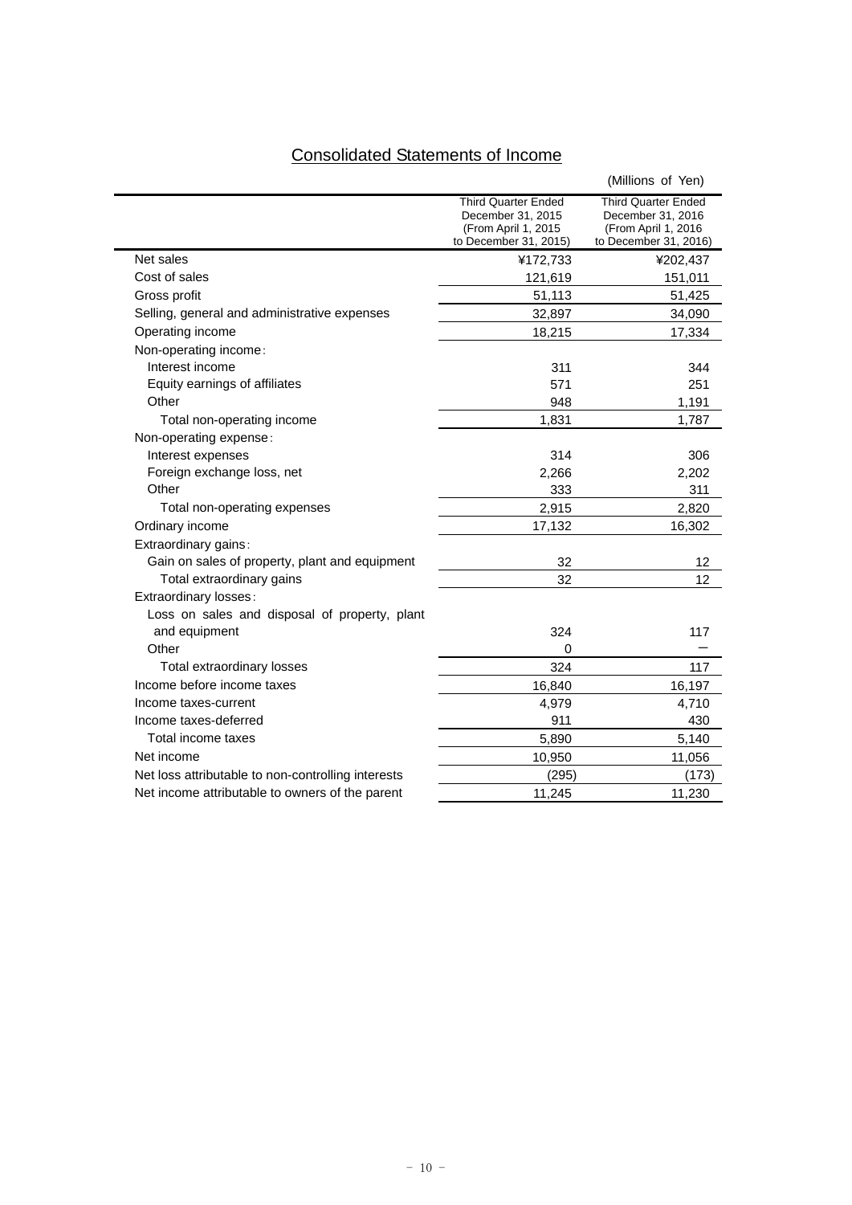## Consolidated Statements of Income

(Millions of Yen)

| | Third Quarter Ended December 31, 2015 (From April 1, 2015 to December 31, 2015) | Third Quarter Ended December 31, 2016 (From April 1, 2016 to December 31, 2016) |
|---|---|---|
| Net sales | ¥172,733 | ¥202,437 |
| Cost of sales | 121,619 | 151,011 |
| Gross profit | 51,113 | 51,425 |
| Selling, general and administrative expenses | 32,897 | 34,090 |
| Operating income | 18,215 | 17,334 |
| Non-operating income: | | |
| Interest income | 311 | 344 |
| Equity earnings of affiliates | 571 | 251 |
| Other | 948 | 1,191 |
| Total non-operating income | 1,831 | 1,787 |
| Non-operating expense: | | |
| Interest expenses | 314 | 306 |
| Foreign exchange loss, net | 2,266 | 2,202 |
| Other | 333 | 311 |
| Total non-operating expenses | 2,915 | 2,820 |
| Ordinary income | 17,132 | 16,302 |
| Extraordinary gains: | | |
| Gain on sales of property, plant and equipment | 32 | 12 |
| Total extraordinary gains | 32 | 12 |
| Extraordinary losses: | | |
| Loss on sales and disposal of property, plant and equipment | 324 | 117 |
| Other | 0 | ― |
| Total extraordinary losses | 324 | 117 |
| Income before income taxes | 16,840 | 16,197 |
| Income taxes-current | 4,979 | 4,710 |
| Income taxes-deferred | 911 | 430 |
| Total income taxes | 5,890 | 5,140 |
| Net income | 10,950 | 11,056 |
| Net loss attributable to non-controlling interests | (295) | (173) |
| Net income attributable to owners of the parent | 11,245 | 11,230 |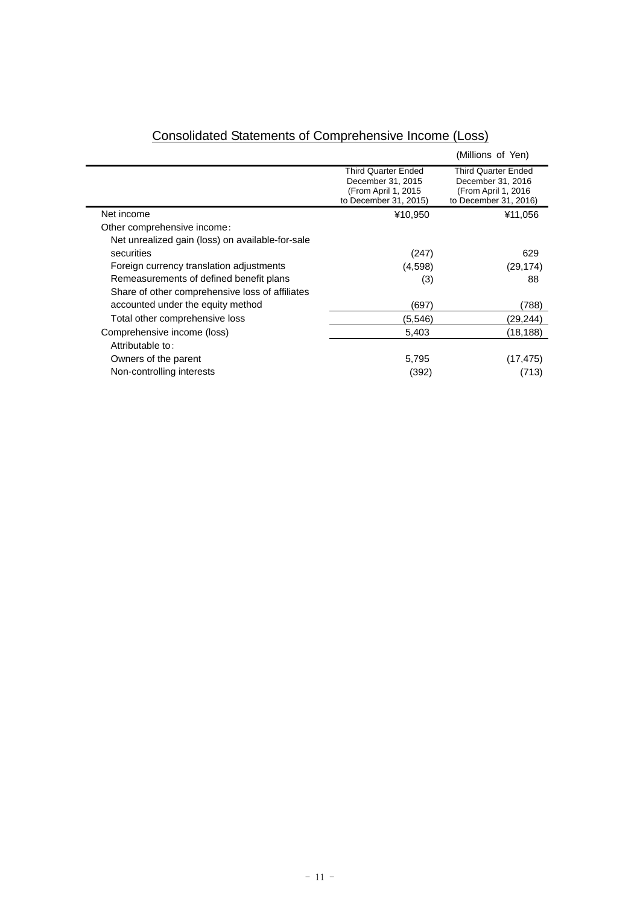## Consolidated Statements of Comprehensive Income (Loss)

(Millions of Yen)

| | Third Quarter Ended December 31, 2015 (From April 1, 2015 to December 31, 2015) | Third Quarter Ended December 31, 2016 (From April 1, 2016 to December 31, 2016) |
|---|---|---|
| Net income | ¥10,950 | ¥11,056 |
| Other comprehensive income: | | |
| Net unrealized gain (loss) on available-for-sale securities | (247) | 629 |
| Foreign currency translation adjustments | (4,598) | (29,174) |
| Remeasurements of defined benefit plans | (3) | 88 |
| Share of other comprehensive loss of affiliates accounted under the equity method | (697) | (788) |
| Total other comprehensive loss | (5,546) | (29,244) |
| Comprehensive income (loss) | 5,403 | (18,188) |
| Attributable to: | | |
| Owners of the parent | 5,795 | (17,475) |
| Non-controlling interests | (392) | (713) |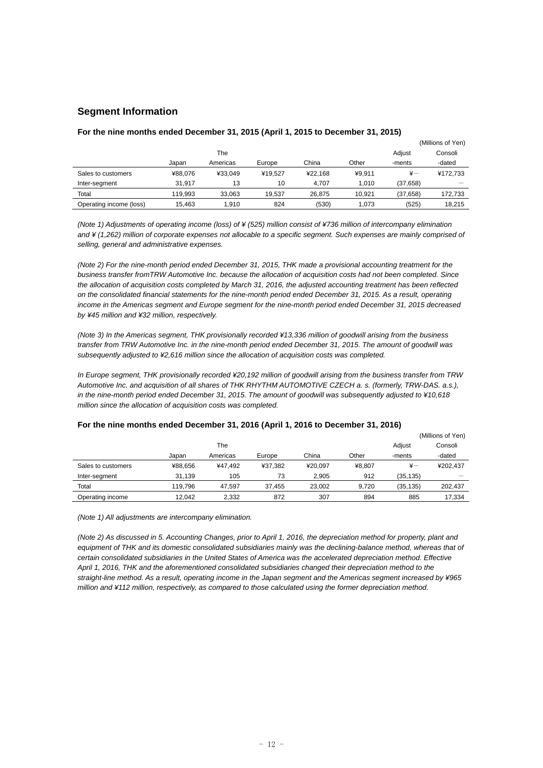## Segment Information

### For the nine months ended December 31, 2015 (April 1, 2015 to December 31, 2015)

(Millions of Yen)

| | Japan | The Americas | Europe | China | Other | Adjust -ments | Consoli -dated |
|---|---|---|---|---|---|---|---|
| Sales to customers | ¥88,076 | ¥33,049 | ¥19,527 | ¥22,168 | ¥9,911 | ¥― | ¥172,733 |
| Inter-segment | 31,917 | 13 | 10 | 4,707 | 1,010 | (37,658) | ― |
| Total | 119,993 | 33,063 | 19,537 | 26,875 | 10,921 | (37,658) | 172,733 |
| Operating income (loss) | 15,463 | 1,910 | 824 | (530) | 1,073 | (525) | 18,215 |

*(Note 1) Adjustments of operating income (loss) of ¥ (525) million consist of ¥736 million of intercompany elimination and ¥ (1,262) million of corporate expenses not allocable to a specific segment. Such expenses are mainly comprised of selling, general and administrative expenses.*

*(Note 2) For the nine-month period ended December 31, 2015, THK made a provisional accounting treatment for the business transfer fromTRW Automotive Inc. because the allocation of acquisition costs had not been completed. Since the allocation of acquisition costs completed by March 31, 2016, the adjusted accounting treatment has been reflected on the consolidated financial statements for the nine-month period ended December 31, 2015. As a result, operating income in the Americas segment and Europe segment for the nine-month period ended December 31, 2015 decreased by ¥45 million and ¥32 million, respectively.*

*(Note 3) In the Americas segment, THK provisionally recorded ¥13,336 million of goodwill arising from the business transfer from TRW Automotive Inc. in the nine-month period ended December 31, 2015. The amount of goodwill was subsequently adjusted to ¥2,616 million since the allocation of acquisition costs was completed.*

*In Europe segment, THK provisionally recorded ¥20,192 million of goodwill arising from the business transfer from TRW Automotive Inc. and acquisition of all shares of THK RHYTHM AUTOMOTIVE CZECH a. s. (formerly, TRW-DAS. a.s.), in the nine-month period ended December 31, 2015. The amount of goodwill was subsequently adjusted to ¥10,618 million since the allocation of acquisition costs was completed.*

### For the nine months ended December 31, 2016 (April 1, 2016 to December 31, 2016)

(Millions of Yen)

| | Japan | The Americas | Europe | China | Other | Adjust -ments | Consoli -dated |
|---|---|---|---|---|---|---|---|
| Sales to customers | ¥88,656 | ¥47,492 | ¥37,382 | ¥20,097 | ¥8,807 | ¥― | ¥202,437 |
| Inter-segment | 31,139 | 105 | 73 | 2,905 | 912 | (35,135) | ― |
| Total | 119,796 | 47,597 | 37,455 | 23,002 | 9,720 | (35,135) | 202,437 |
| Operating income | 12,042 | 2,332 | 872 | 307 | 894 | 885 | 17,334 |

*(Note 1) All adjustments are intercompany elimination.*

*(Note 2) As discussed in 5. Accounting Changes, prior to April 1, 2016, the depreciation method for property, plant and equipment of THK and its domestic consolidated subsidiaries mainly was the declining-balance method, whereas that of certain consolidated subsidiaries in the United States of America was the accelerated depreciation method. Effective April 1, 2016, THK and the aforementioned consolidated subsidiaries changed their depreciation method to the straight-line method. As a result, operating income in the Japan segment and the Americas segment increased by ¥965 million and ¥112 million, respectively, as compared to those calculated using the former depreciation method.*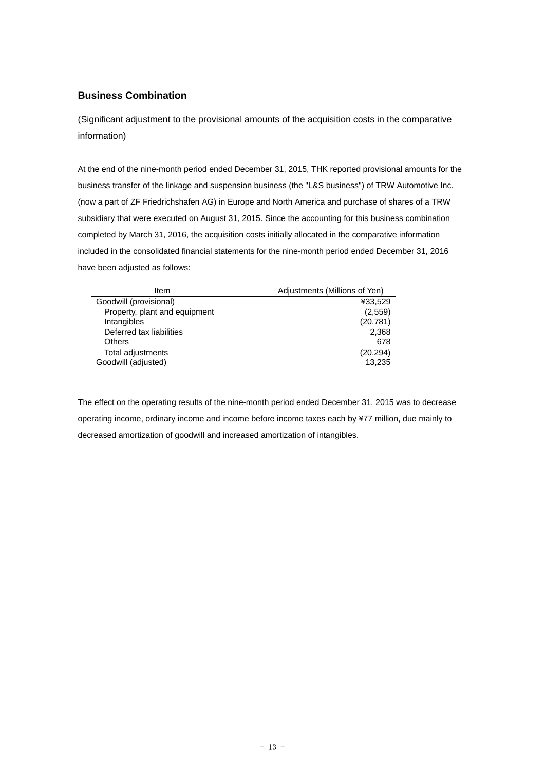## Business Combination

(Significant adjustment to the provisional amounts of the acquisition costs in the comparative information)

At the end of the nine-month period ended December 31, 2015, THK reported provisional amounts for the business transfer of the linkage and suspension business (the "L&S business") of TRW Automotive Inc. (now a part of ZF Friedrichshafen AG) in Europe and North America and purchase of shares of a TRW subsidiary that were executed on August 31, 2015. Since the accounting for this business combination completed by March 31, 2016, the acquisition costs initially allocated in the comparative information included in the consolidated financial statements for the nine-month period ended December 31, 2016 have been adjusted as follows:

| Item | Adjustments (Millions of Yen) |
|---|---|
| Goodwill (provisional) | ¥33,529 |
| Property, plant and equipment | (2,559) |
| Intangibles | (20,781) |
| Deferred tax liabilities | 2,368 |
| Others | 678 |
| Total adjustments | (20,294) |
| Goodwill (adjusted) | 13,235 |

The effect on the operating results of the nine-month period ended December 31, 2015 was to decrease operating income, ordinary income and income before income taxes each by ¥77 million, due mainly to decreased amortization of goodwill and increased amortization of intangibles.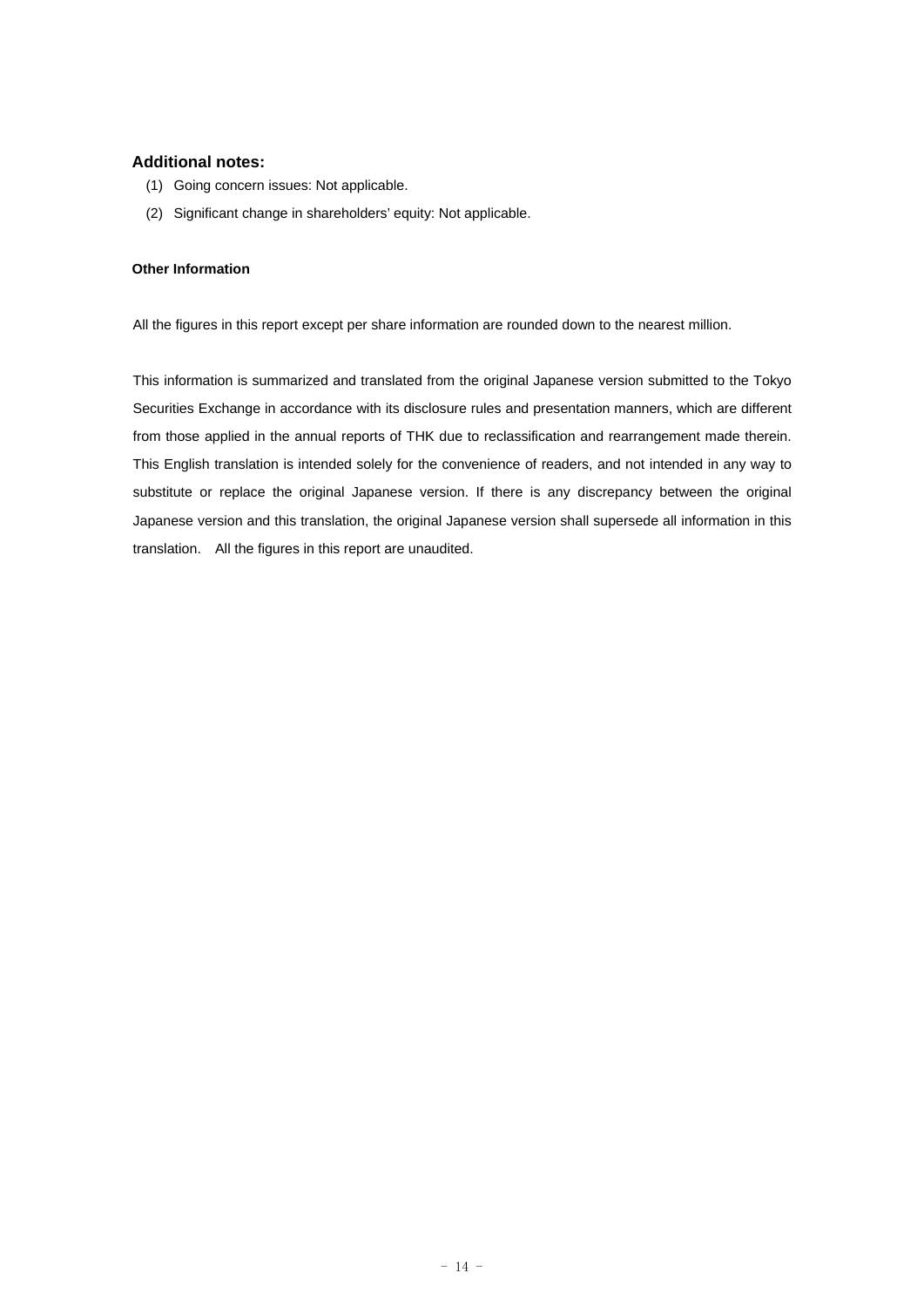### Additional notes:

(1) Going concern issues: Not applicable.

(2) Significant change in shareholders' equity: Not applicable.

**Other Information**

All the figures in this report except per share information are rounded down to the nearest million.

This information is summarized and translated from the original Japanese version submitted to the Tokyo Securities Exchange in accordance with its disclosure rules and presentation manners, which are different from those applied in the annual reports of THK due to reclassification and rearrangement made therein. This English translation is intended solely for the convenience of readers, and not intended in any way to substitute or replace the original Japanese version. If there is any discrepancy between the original Japanese version and this translation, the original Japanese version shall supersede all information in this translation. All the figures in this report are unaudited.